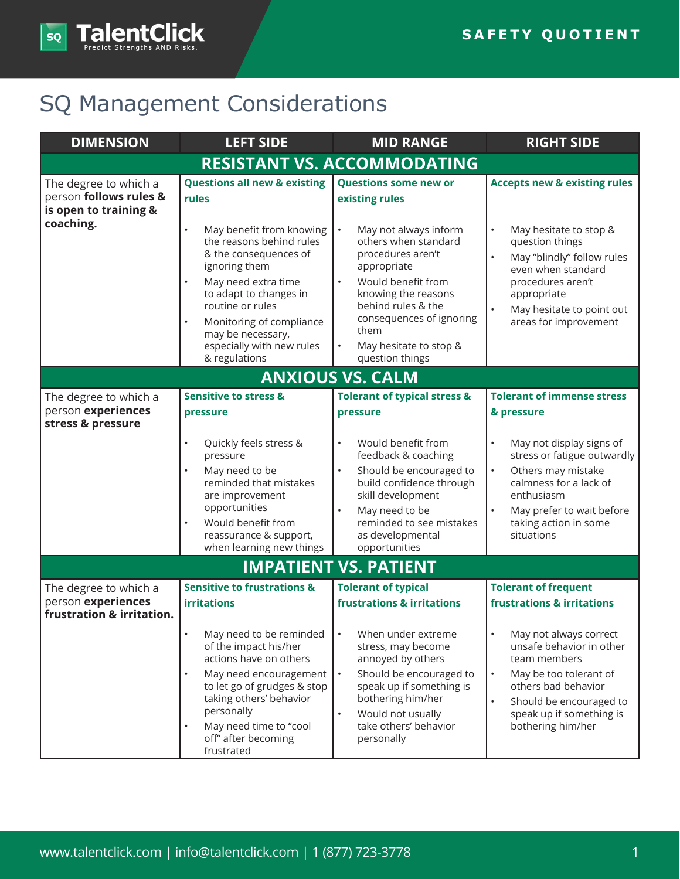# SQ Management Considerations

| DIMENSION | LEFT SIDE | MID RANGE | RIGHT SIDE |
|---|---|---|---|
| **RESISTANT VS. ACCOMMODATING** | | | |
| The degree to which a person **follows rules & is open to training & coaching.** | **Questions all new & existing rules**<br><br>• May benefit from knowing the reasons behind rules & the consequences of ignoring them<br>• May need extra time to adapt to changes in routine or rules<br>• Monitoring of compliance may be necessary, especially with new rules & regulations | **Questions some new or existing rules**<br><br>• May not always inform others when standard procedures aren't appropriate<br>• Would benefit from knowing the reasons behind rules & the consequences of ignoring them<br>• May hesitate to stop & question things | **Accepts new & existing rules**<br><br>• May hesitate to stop & question things<br>• May "blindly" follow rules even when standard procedures aren't appropriate<br>• May hesitate to point out areas for improvement |
| **ANXIOUS VS. CALM** | | | |
| The degree to which a person **experiences stress & pressure** | **Sensitive to stress & pressure**<br><br>• Quickly feels stress & pressure<br>• May need to be reminded that mistakes are improvement opportunities<br>• Would benefit from reassurance & support, when learning new things | **Tolerant of typical stress & pressure**<br><br>• Would benefit from feedback & coaching<br>• Should be encouraged to build confidence through skill development<br>• May need to be reminded to see mistakes as developmental opportunities | **Tolerant of immense stress & pressure**<br><br>• May not display signs of stress or fatigue outwardly<br>• Others may mistake calmness for a lack of enthusiasm<br>• May prefer to wait before taking action in some situations |
| **IMPATIENT VS. PATIENT** | | | |
| The degree to which a person **experiences frustration & irritation.** | **Sensitive to frustrations & irritations**<br><br>• May need to be reminded of the impact his/her actions have on others<br>• May need encouragement to let go of grudges & stop taking others' behavior personally<br>• May need time to "cool off" after becoming frustrated | **Tolerant of typical frustrations & irritations**<br><br>• When under extreme stress, may become annoyed by others<br>• Should be encouraged to speak up if something is bothering him/her<br>• Would not usually take others' behavior personally | **Tolerant of frequent frustrations & irritations**<br><br>• May not always correct unsafe behavior in other team members<br>• May be too tolerant of others bad behavior<br>• Should be encouraged to speak up if something is bothering him/her |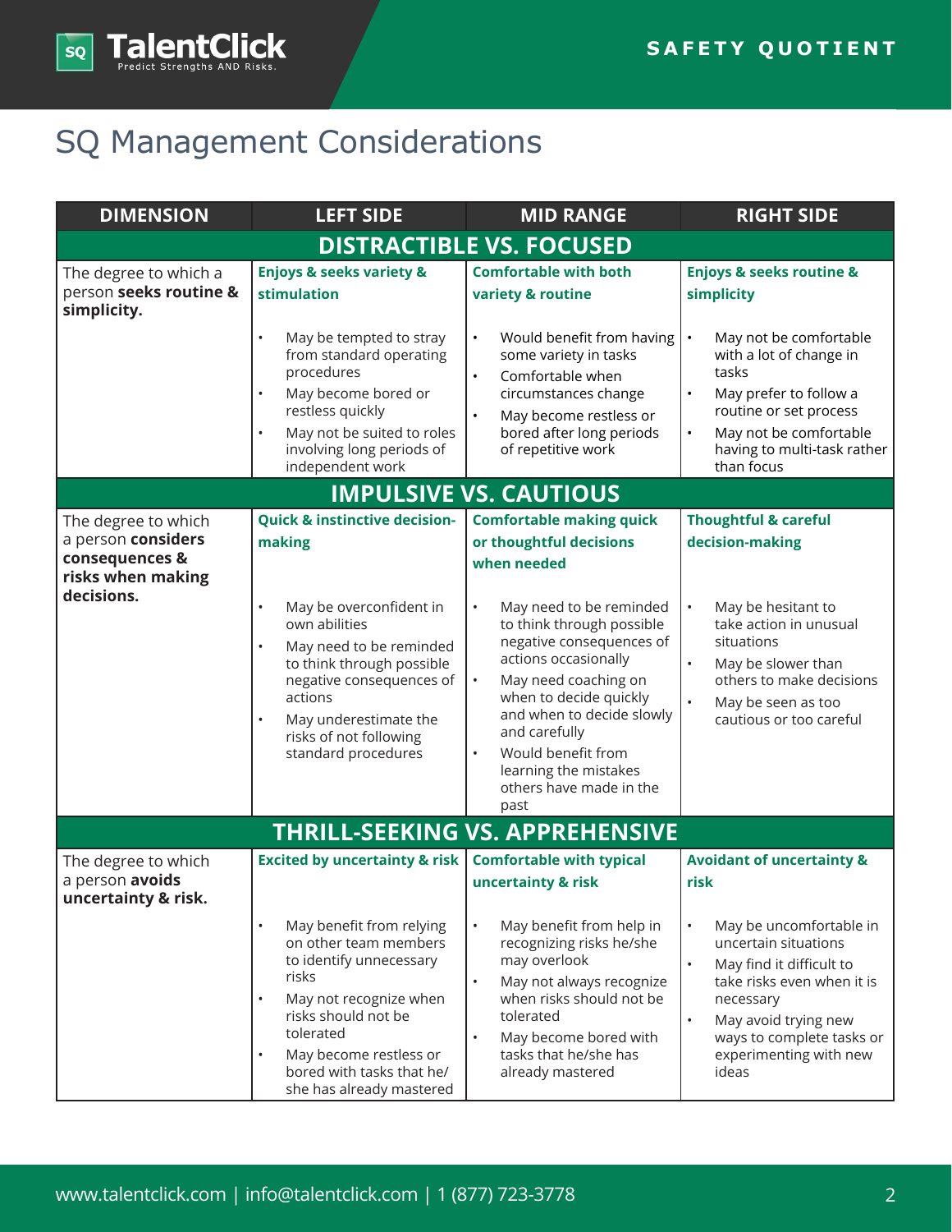SAFETY QUOTIENT

# SQ Management Considerations

| DIMENSION | LEFT SIDE | MID RANGE | RIGHT SIDE |
|---|---|---|---|
| **DISTRACTIBLE VS. FOCUSED** | | | |
| The degree to which a person **seeks routine & simplicity.** | **Enjoys & seeks variety & stimulation**<br><br>• May be tempted to stray from standard operating procedures<br>• May become bored or restless quickly<br>• May not be suited to roles involving long periods of independent work | **Comfortable with both variety & routine**<br><br>• Would benefit from having some variety in tasks<br>• Comfortable when circumstances change<br>• May become restless or bored after long periods of repetitive work | **Enjoys & seeks routine & simplicity**<br><br>• May not be comfortable with a lot of change in tasks<br>• May prefer to follow a routine or set process<br>• May not be comfortable having to multi-task rather than focus |
| **IMPULSIVE VS. CAUTIOUS** | | | |
| The degree to which a person **considers consequences & risks when making decisions.** | **Quick & instinctive decision-making**<br><br>• May be overconfident in own abilities<br>• May need to be reminded to think through possible negative consequences of actions<br>• May underestimate the risks of not following standard procedures | **Comfortable making quick or thoughtful decisions when needed**<br><br>• May need to be reminded to think through possible negative consequences of actions occasionally<br>• May need coaching on when to decide quickly and when to decide slowly and carefully<br>• Would benefit from learning the mistakes others have made in the past | **Thoughtful & careful decision-making**<br><br>• May be hesitant to take action in unusual situations<br>• May be slower than others to make decisions<br>• May be seen as too cautious or too careful |
| **THRILL-SEEKING VS. APPREHENSIVE** | | | |
| The degree to which a person **avoids uncertainty & risk.** | **Excited by uncertainty & risk**<br><br>• May benefit from relying on other team members to identify unnecessary risks<br>• May not recognize when risks should not be tolerated<br>• May become restless or bored with tasks that he/she has already mastered | **Comfortable with typical uncertainty & risk**<br><br>• May benefit from help in recognizing risks he/she may overlook<br>• May not always recognize when risks should not be tolerated<br>• May become bored with tasks that he/she has already mastered | **Avoidant of uncertainty & risk**<br><br>• May be uncomfortable in uncertain situations<br>• May find it difficult to take risks even when it is necessary<br>• May avoid trying new ways to complete tasks or experimenting with new ideas |

www.talentclick.com | info@talentclick.com | 1 (877) 723-3778